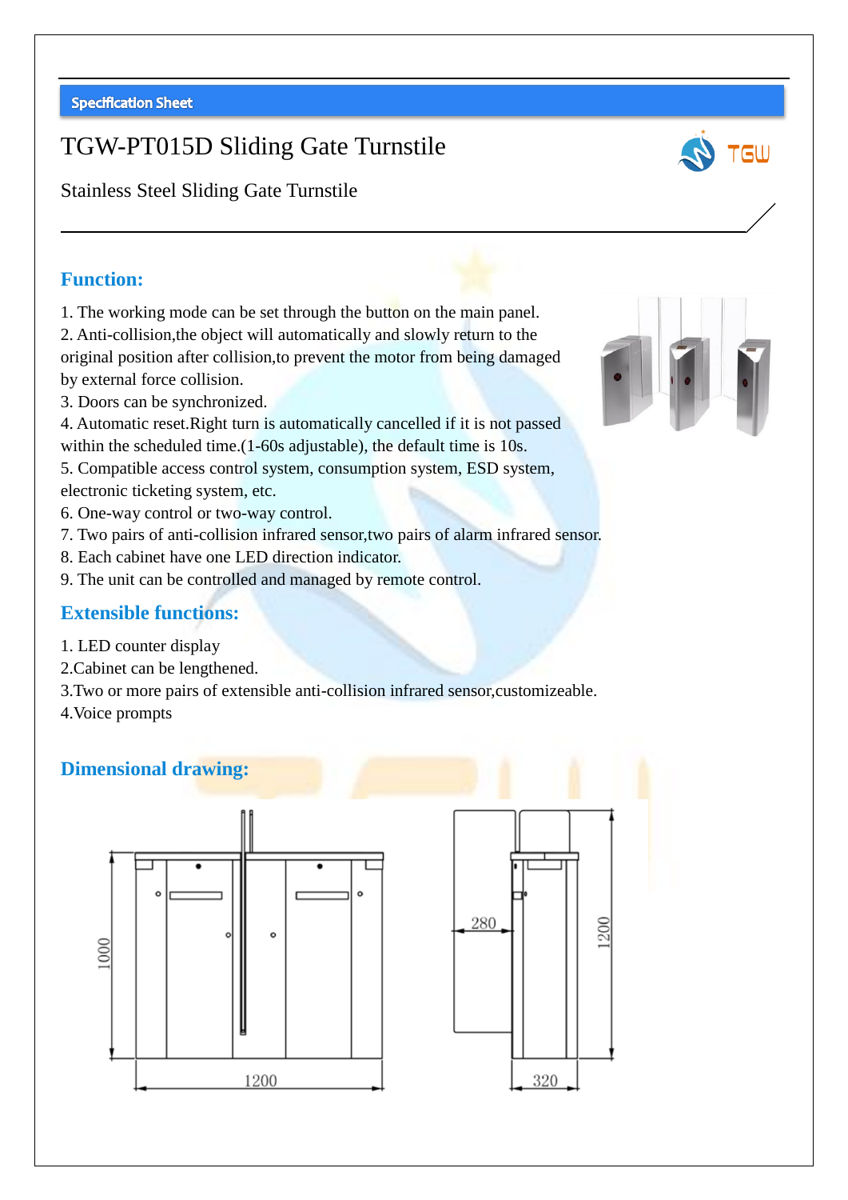Specification Sheet

# TGW-PT015D Sliding Gate Turnstile

Stainless Steel Sliding Gate Turnstile

## Function:

1. The working mode can be set through the button on the main panel.
2. Anti-collision,the object will automatically and slowly return to the original position after collision,to prevent the motor from being damaged by external force collision.
3. Doors can be synchronized.
4. Automatic reset.Right turn is automatically cancelled if it is not passed within the scheduled time.(1-60s adjustable), the default time is 10s.
5. Compatible access control system, consumption system, ESD system, electronic ticketing system, etc.
6. One-way control or two-way control.
7. Two pairs of anti-collision infrared sensor,two pairs of alarm infrared sensor.
8. Each cabinet have one LED direction indicator.
9. The unit can be controlled and managed by remote control.

## Extensible functions:

1. LED counter display
2.Cabinet can be lengthened.
3.Two or more pairs of extensible anti-collision infrared sensor,customizeable.
4.Voice prompts

## Dimensional drawing:

1000

1200

280

1200

320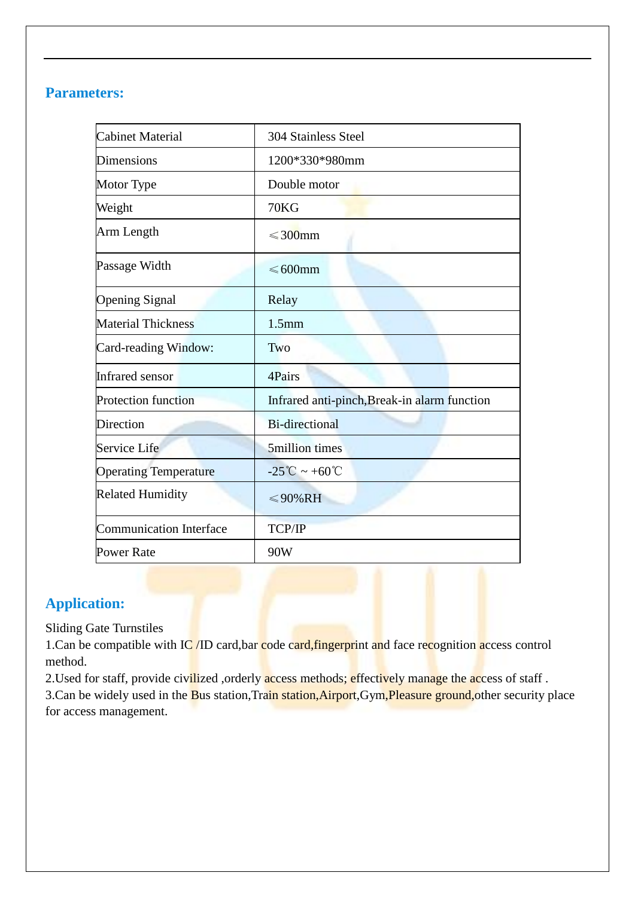## Parameters:

| | |
|---|---|
| Cabinet Material | 304 Stainless Steel |
| Dimensions | 1200*330*980mm |
| Motor Type | Double motor |
| Weight | 70KG |
| Arm Length | ≤300mm |
| Passage Width | ≤600mm |
| Opening Signal | Relay |
| Material Thickness | 1.5mm |
| Card-reading Window: | Two |
| Infrared sensor | 4Pairs |
| Protection function | Infrared anti-pinch,Break-in alarm function |
| Direction | Bi-directional |
| Service Life | 5million times |
| Operating Temperature | -25℃ ~ +60℃ |
| Related Humidity | ≤90%RH |
| Communication Interface | TCP/IP |
| Power Rate | 90W |

## Application:

Sliding Gate Turnstiles

1.Can be compatible with IC /ID card,bar code card,fingerprint and face recognition access control method.

2.Used for staff, provide civilized ,orderly access methods; effectively manage the access of staff .

3.Can be widely used in the Bus station,Train station,Airport,Gym,Pleasure ground,other security place for access management.